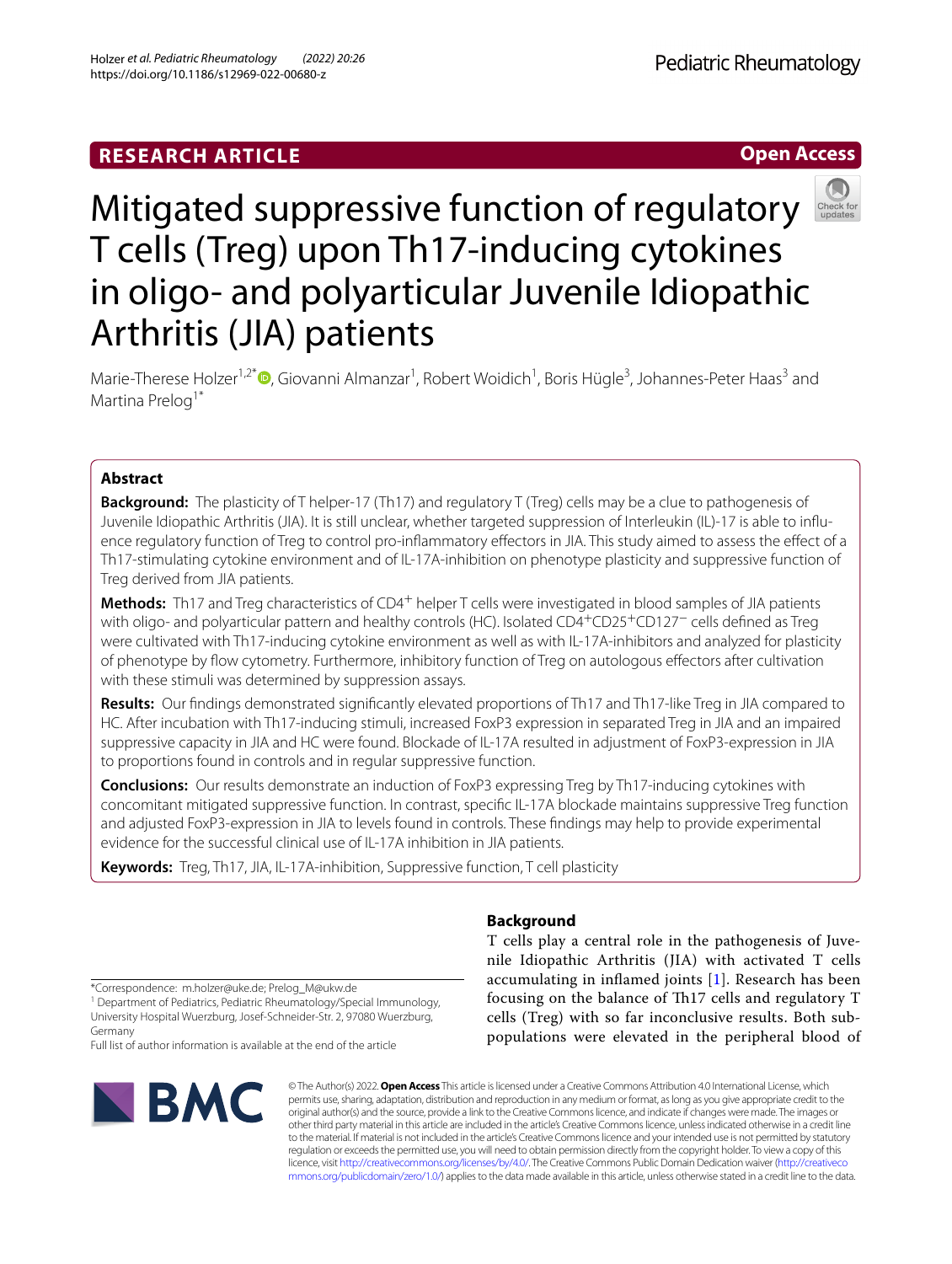RESEARCH ARTICLE

Open Access

# Mitigated suppressive function of regulatory T cells (Treg) upon Th17-inducing cytokines in oligo- and polyarticular Juvenile Idiopathic Arthritis (JIA) patients

Marie-Therese Holzer[1,2*], Giovanni Almanzar[1], Robert Woidich[1], Boris Hügle[3], Johannes-Peter Haas[3] and Martina Prelog[1*]

## Abstract

**Background:** The plasticity of T helper-17 (Th17) and regulatory T (Treg) cells may be a clue to pathogenesis of Juvenile Idiopathic Arthritis (JIA). It is still unclear, whether targeted suppression of Interleukin (IL)-17 is able to influence regulatory function of Treg to control pro-inflammatory effectors in JIA. This study aimed to assess the effect of a Th17-stimulating cytokine environment and of IL-17A-inhibition on phenotype plasticity and suppressive function of Treg derived from JIA patients.

**Methods:** Th17 and Treg characteristics of $CD4^+$ helper T cells were investigated in blood samples of JIA patients with oligo- and polyarticular pattern and healthy controls (HC). Isolated $CD4^+CD25^+CD127^-$ cells defined as Treg were cultivated with Th17-inducing cytokine environment as well as with IL-17A-inhibitors and analyzed for plasticity of phenotype by flow cytometry. Furthermore, inhibitory function of Treg on autologous effectors after cultivation with these stimuli was determined by suppression assays.

**Results:** Our findings demonstrated significantly elevated proportions of Th17 and Th17-like Treg in JIA compared to HC. After incubation with Th17-inducing stimuli, increased FoxP3 expression in separated Treg in JIA and an impaired suppressive capacity in JIA and HC were found. Blockade of IL-17A resulted in adjustment of FoxP3-expression in JIA to proportions found in controls and in regular suppressive function.

**Conclusions:** Our results demonstrate an induction of FoxP3 expressing Treg by Th17-inducing cytokines with concomitant mitigated suppressive function. In contrast, specific IL-17A blockade maintains suppressive Treg function and adjusted FoxP3-expression in JIA to levels found in controls. These findings may help to provide experimental evidence for the successful clinical use of IL-17A inhibition in JIA patients.

**Keywords:** Treg, Th17, JIA, IL-17A-inhibition, Suppressive function, T cell plasticity

## Background

T cells play a central role in the pathogenesis of Juvenile Idiopathic Arthritis (JIA) with activated T cells accumulating in inflamed joints [1]. Research has been focusing on the balance of Th17 cells and regulatory T cells (Treg) with so far inconclusive results. Both subpopulations were elevated in the peripheral blood of

*Correspondence: m.holzer@uke.de; Prelog_M@ukw.de

[1] Department of Pediatrics, Pediatric Rheumatology/Special Immunology, University Hospital Wuerzburg, Josef-Schneider-Str. 2, 97080 Wuerzburg, Germany

Full list of author information is available at the end of the article

© The Author(s) 2022. **Open Access** This article is licensed under a Creative Commons Attribution 4.0 International License, which permits use, sharing, adaptation, distribution and reproduction in any medium or format, as long as you give appropriate credit to the original author(s) and the source, provide a link to the Creative Commons licence, and indicate if changes were made. The images or other third party material in this article are included in the article's Creative Commons licence, unless indicated otherwise in a credit line to the material. If material is not included in the article's Creative Commons licence and your intended use is not permitted by statutory regulation or exceeds the permitted use, you will need to obtain permission directly from the copyright holder. To view a copy of this licence, visit http://creativecommons.org/licenses/by/4.0/. The Creative Commons Public Domain Dedication waiver (http://creativecommons.org/publicdomain/zero/1.0/) applies to the data made available in this article, unless otherwise stated in a credit line to the data.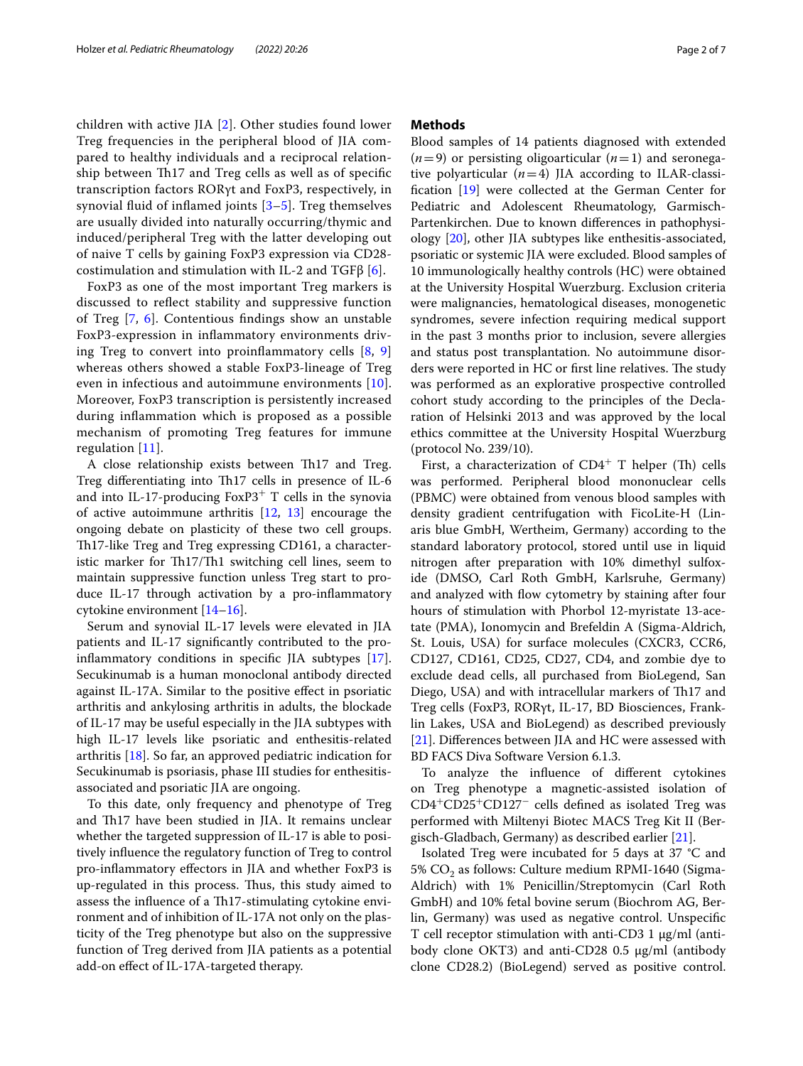children with active JIA [2]. Other studies found lower Treg frequencies in the peripheral blood of JIA compared to healthy individuals and a reciprocal relationship between Th17 and Treg cells as well as of specific transcription factors RORγt and FoxP3, respectively, in synovial fluid of inflamed joints [3–5]. Treg themselves are usually divided into naturally occurring/thymic and induced/peripheral Treg with the latter developing out of naive T cells by gaining FoxP3 expression via CD28-costimulation and stimulation with IL-2 and TGFβ [6].

FoxP3 as one of the most important Treg markers is discussed to reflect stability and suppressive function of Treg [7, 6]. Contentious findings show an unstable FoxP3-expression in inflammatory environments driving Treg to convert into proinflammatory cells [8, 9] whereas others showed a stable FoxP3-lineage of Treg even in infectious and autoimmune environments [10]. Moreover, FoxP3 transcription is persistently increased during inflammation which is proposed as a possible mechanism of promoting Treg features for immune regulation [11].

A close relationship exists between Th17 and Treg. Treg differentiating into Th17 cells in presence of IL-6 and into IL-17-producing FoxP3$^+$ T cells in the synovia of active autoimmune arthritis [12, 13] encourage the ongoing debate on plasticity of these two cell groups. Th17-like Treg and Treg expressing CD161, a characteristic marker for Th17/Th1 switching cell lines, seem to maintain suppressive function unless Treg start to produce IL-17 through activation by a pro-inflammatory cytokine environment [14–16].

Serum and synovial IL-17 levels were elevated in JIA patients and IL-17 significantly contributed to the pro-inflammatory conditions in specific JIA subtypes [17]. Secukinumab is a human monoclonal antibody directed against IL-17A. Similar to the positive effect in psoriatic arthritis and ankylosing arthritis in adults, the blockade of IL-17 may be useful especially in the JIA subtypes with high IL-17 levels like psoriatic and enthesitis-related arthritis [18]. So far, an approved pediatric indication for Secukinumab is psoriasis, phase III studies for enthesitis-associated and psoriatic JIA are ongoing.

To this date, only frequency and phenotype of Treg and Th17 have been studied in JIA. It remains unclear whether the targeted suppression of IL-17 is able to positively influence the regulatory function of Treg to control pro-inflammatory effectors in JIA and whether FoxP3 is up-regulated in this process. Thus, this study aimed to assess the influence of a Th17-stimulating cytokine environment and of inhibition of IL-17A not only on the plasticity of the Treg phenotype but also on the suppressive function of Treg derived from JIA patients as a potential add-on effect of IL-17A-targeted therapy.

## Methods

Blood samples of 14 patients diagnosed with extended ($n=9$) or persisting oligoarticular ($n=1$) and seronegative polyarticular ($n=4$) JIA according to ILAR-classification [19] were collected at the German Center for Pediatric and Adolescent Rheumatology, Garmisch-Partenkirchen. Due to known differences in pathophysiology [20], other JIA subtypes like enthesitis-associated, psoriatic or systemic JIA were excluded. Blood samples of 10 immunologically healthy controls (HC) were obtained at the University Hospital Wuerzburg. Exclusion criteria were malignancies, hematological diseases, monogenetic syndromes, severe infection requiring medical support in the past 3 months prior to inclusion, severe allergies and status post transplantation. No autoimmune disorders were reported in HC or first line relatives. The study was performed as an explorative prospective controlled cohort study according to the principles of the Declaration of Helsinki 2013 and was approved by the local ethics committee at the University Hospital Wuerzburg (protocol No. 239/10).

First, a characterization of CD4$^+$ T helper (Th) cells was performed. Peripheral blood mononuclear cells (PBMC) were obtained from venous blood samples with density gradient centrifugation with FicoLite-H (Linaris blue GmbH, Wertheim, Germany) according to the standard laboratory protocol, stored until use in liquid nitrogen after preparation with 10% dimethyl sulfoxide (DMSO, Carl Roth GmbH, Karlsruhe, Germany) and analyzed with flow cytometry by staining after four hours of stimulation with Phorbol 12-myristate 13-acetate (PMA), Ionomycin and Brefeldin A (Sigma-Aldrich, St. Louis, USA) for surface molecules (CXCR3, CCR6, CD127, CD161, CD25, CD27, CD4, and zombie dye to exclude dead cells, all purchased from BioLegend, San Diego, USA) and with intracellular markers of Th17 and Treg cells (FoxP3, RORγt, IL-17, BD Biosciences, Franklin Lakes, USA and BioLegend) as described previously [21]. Differences between JIA and HC were assessed with BD FACS Diva Software Version 6.1.3.

To analyze the influence of different cytokines on Treg phenotype a magnetic-assisted isolation of CD4$^+$CD25$^+$CD127$^-$ cells defined as isolated Treg was performed with Miltenyi Biotec MACS Treg Kit II (Bergisch-Gladbach, Germany) as described earlier [21].

Isolated Treg were incubated for 5 days at 37 °C and 5% $CO_2$ as follows: Culture medium RPMI-1640 (Sigma-Aldrich) with 1% Penicillin/Streptomycin (Carl Roth GmbH) and 10% fetal bovine serum (Biochrom AG, Berlin, Germany) was used as negative control. Unspecific T cell receptor stimulation with anti-CD3 1 µg/ml (antibody clone OKT3) and anti-CD28 0.5 µg/ml (antibody clone CD28.2) (BioLegend) served as positive control.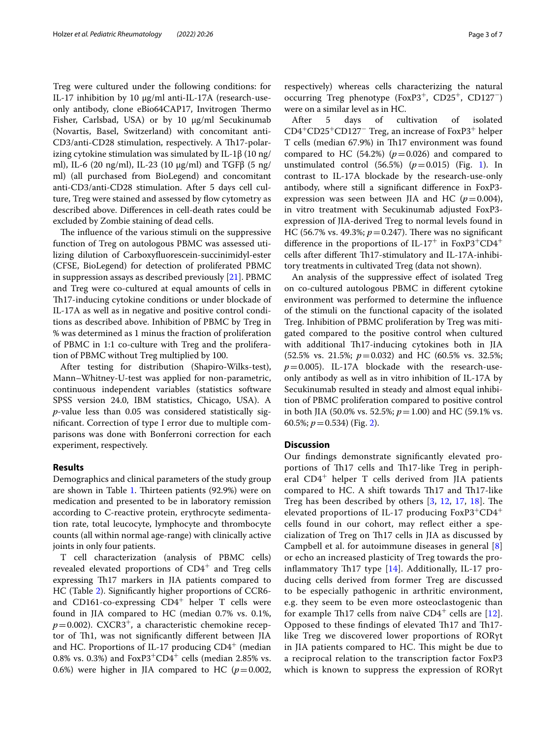Treg were cultured under the following conditions: for IL-17 inhibition by 10 μg/ml anti-IL-17A (research-use-only antibody, clone eBio64CAP17, Invitrogen Thermo Fisher, Carlsbad, USA) or by 10 μg/ml Secukinumab (Novartis, Basel, Switzerland) with concomitant anti-CD3/anti-CD28 stimulation, respectively. A Th17-polarizing cytokine stimulation was simulated by IL-1β (10 ng/ml), IL-6 (20 ng/ml), IL-23 (10 μg/ml) and TGFβ (5 ng/ml) (all purchased from BioLegend) and concomitant anti-CD3/anti-CD28 stimulation. After 5 days cell culture, Treg were stained and assessed by flow cytometry as described above. Differences in cell-death rates could be excluded by Zombie staining of dead cells.

The influence of the various stimuli on the suppressive function of Treg on autologous PBMC was assessed utilizing dilution of Carboxyfluorescein-succinimidyl-ester (CFSE, BioLegend) for detection of proliferated PBMC in suppression assays as described previously [21]. PBMC and Treg were co-cultured at equal amounts of cells in Th17-inducing cytokine conditions or under blockade of IL-17A as well as in negative and positive control conditions as described above. Inhibition of PBMC by Treg in % was determined as 1 minus the fraction of proliferation of PBMC in 1:1 co-culture with Treg and the proliferation of PBMC without Treg multiplied by 100.

After testing for distribution (Shapiro-Wilks-test), Mann–Whitney-U-test was applied for non-parametric, continuous independent variables (statistics software SPSS version 24.0, IBM statistics, Chicago, USA). A *p*-value less than 0.05 was considered statistically significant. Correction of type I error due to multiple comparisons was done with Bonferroni correction for each experiment, respectively.

## Results

Demographics and clinical parameters of the study group are shown in Table 1. Thirteen patients (92.9%) were on medication and presented to be in laboratory remission according to C-reactive protein, erythrocyte sedimentation rate, total leucocyte, lymphocyte and thrombocyte counts (all within normal age-range) with clinically active joints in only four patients.

T cell characterization (analysis of PBMC cells) revealed elevated proportions of $CD4^+$ and Treg cells expressing Th17 markers in JIA patients compared to HC (Table 2). Significantly higher proportions of CCR6- and CD161-co-expressing $CD4^+$ helper T cells were found in JIA compared to HC (median 0.7% vs. 0.1%, $p=0.002$). $CXCR3^+$, a characteristic chemokine receptor of Th1, was not significantly different between JIA and HC. Proportions of IL-17 producing $CD4^+$ (median 0.8% vs. 0.3%) and $FoxP3^+CD4^+$ cells (median 2.85% vs. 0.6%) were higher in JIA compared to HC ($p=0.002$, respectively) whereas cells characterizing the natural occurring Treg phenotype ($FoxP3^+$, $CD25^+$, $CD127^-$) were on a similar level as in HC.

After 5 days of cultivation of isolated $CD4^+CD25^+CD127^-$ Treg, an increase of $FoxP3^+$ helper T cells (median 67.9%) in Th17 environment was found compared to HC (54.2%) ($p=0.026$) and compared to unstimulated control (56.5%) ($p=0.015$) (Fig. 1). In contrast to IL-17A blockade by the research-use-only antibody, where still a significant difference in FoxP3-expression was seen between JIA and HC ($p=0.004$), in vitro treatment with Secukinumab adjusted FoxP3-expression of JIA-derived Treg to normal levels found in HC (56.7% vs. 49.3%; $p=0.247$). There was no significant difference in the proportions of $IL\text{-}17^+$ in $FoxP3^+CD4^+$ cells after different Th17-stimulatory and IL-17A-inhibitory treatments in cultivated Treg (data not shown).

An analysis of the suppressive effect of isolated Treg on co-cultured autologous PBMC in different cytokine environment was performed to determine the influence of the stimuli on the functional capacity of the isolated Treg. Inhibition of PBMC proliferation by Treg was mitigated compared to the positive control when cultured with additional Th17-inducing cytokines both in JIA (52.5% vs. 21.5%; $p=0.032$) and HC (60.5% vs. 32.5%; $p=0.005$). IL-17A blockade with the research-use-only antibody as well as in vitro inhibition of IL-17A by Secukinumab resulted in steady and almost equal inhibition of PBMC proliferation compared to positive control in both JIA (50.0% vs. 52.5%; $p=1.00$) and HC (59.1% vs. 60.5%; $p=0.534$) (Fig. 2).

## Discussion

Our findings demonstrate significantly elevated proportions of Th17 cells and Th17-like Treg in peripheral $CD4^+$ helper T cells derived from JIA patients compared to HC. A shift towards Th17 and Th17-like Treg has been described by others [3, 12, 17, 18]. The elevated proportions of IL-17 producing $FoxP3^+CD4^+$ cells found in our cohort, may reflect either a specialization of Treg on Th17 cells in JIA as discussed by Campbell et al. for autoimmune diseases in general [8] or echo an increased plasticity of Treg towards the proinflammatory Th17 type [14]. Additionally, IL-17 producing cells derived from former Treg are discussed to be especially pathogenic in arthritic environment, e.g. they seem to be even more osteoclastogenic than for example Th17 cells from naïve $CD4^+$ cells are [12]. Opposed to these findings of elevated Th17 and Th17-like Treg we discovered lower proportions of RORγt in JIA patients compared to HC. This might be due to a reciprocal relation to the transcription factor FoxP3 which is known to suppress the expression of RORγt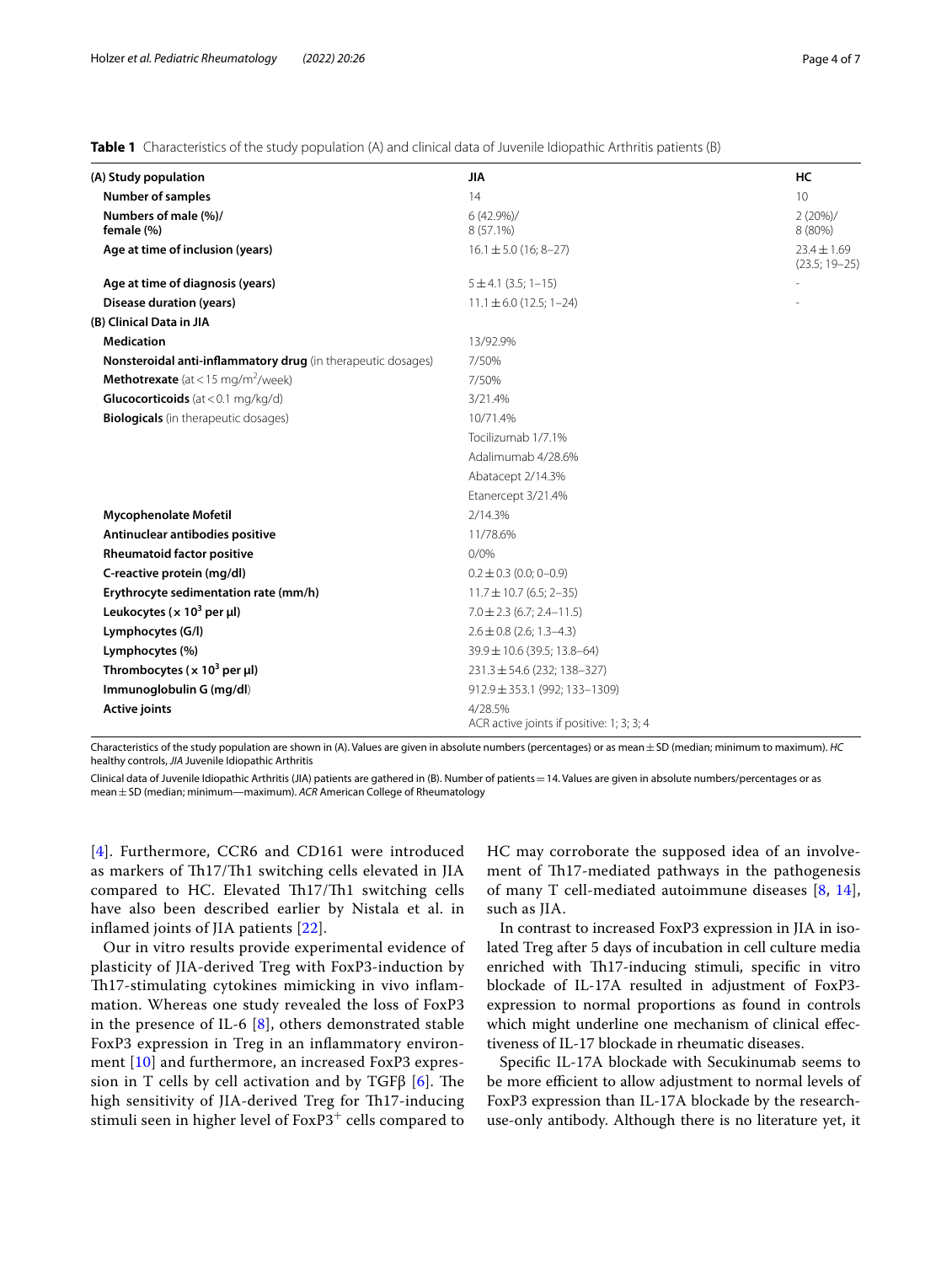**Table 1** Characteristics of the study population (A) and clinical data of Juvenile Idiopathic Arthritis patients (B)

| (A) Study population | JIA | HC |
|---|---|---|
| **Number of samples** | 14 | 10 |
| **Numbers of male (%)/ female (%)** | 6 (42.9%)/ 8 (57.1%) | 2 (20%)/ 8 (80%) |
| **Age at time of inclusion (years)** | 16.1 ± 5.0 (16; 8–27) | 23.4 ± 1.69 (23.5; 19–25) |
| **Age at time of diagnosis (years)** | 5 ± 4.1 (3.5; 1–15) | - |
| **Disease duration (years)** | 11.1 ± 6.0 (12.5; 1–24) | - |
| **(B) Clinical Data in JIA** | | |
| **Medication** | 13/92.9% | |
| **Nonsteroidal anti-inflammatory drug** (in therapeutic dosages) | 7/50% | |
| **Methotrexate** (at < 15 mg/m$^2$/week) | 7/50% | |
| **Glucocorticoids** (at < 0.1 mg/kg/d) | 3/21.4% | |
| **Biologicals** (in therapeutic dosages) | 10/71.4% | |
| | Tocilizumab 1/7.1% | |
| | Adalimumab 4/28.6% | |
| | Abatacept 2/14.3% | |
| | Etanercept 3/21.4% | |
| **Mycophenolate Mofetil** | 2/14.3% | |
| **Antinuclear antibodies positive** | 11/78.6% | |
| **Rheumatoid factor positive** | 0/0% | |
| **C-reactive protein (mg/dl)** | 0.2 ± 0.3 (0.0; 0–0.9) | |
| **Erythrocyte sedimentation rate (mm/h)** | 11.7 ± 10.7 (6.5; 2–35) | |
| **Leukocytes (x 10$^3$ per µl)** | 7.0 ± 2.3 (6.7; 2.4–11.5) | |
| **Lymphocytes (G/l)** | 2.6 ± 0.8 (2.6; 1.3–4.3) | |
| **Lymphocytes (%)** | 39.9 ± 10.6 (39.5; 13.8–64) | |
| **Thrombocytes (x 10$^3$ per µl)** | 231.3 ± 54.6 (232; 138–327) | |
| **Immunoglobulin G (mg/dl)** | 912.9 ± 353.1 (992; 133–1309) | |
| **Active joints** | 4/28.5% ACR active joints if positive: 1; 3; 3; 4 | |

Characteristics of the study population are shown in (A). Values are given in absolute numbers (percentages) or as mean ± SD (median; minimum to maximum). *HC* healthy controls, *JIA* Juvenile Idiopathic Arthritis

Clinical data of Juvenile Idiopathic Arthritis (JIA) patients are gathered in (B). Number of patients = 14. Values are given in absolute numbers/percentages or as mean ± SD (median; minimum—maximum). *ACR* American College of Rheumatology

[4]. Furthermore, CCR6 and CD161 were introduced as markers of Th17/Th1 switching cells elevated in JIA compared to HC. Elevated Th17/Th1 switching cells have also been described earlier by Nistala et al. in inflamed joints of JIA patients [22].

Our in vitro results provide experimental evidence of plasticity of JIA-derived Treg with FoxP3-induction by Th17-stimulating cytokines mimicking in vivo inflammation. Whereas one study revealed the loss of FoxP3 in the presence of IL-6 [8], others demonstrated stable FoxP3 expression in Treg in an inflammatory environment [10] and furthermore, an increased FoxP3 expression in T cells by cell activation and by TGFβ [6]. The high sensitivity of JIA-derived Treg for Th17-inducing stimuli seen in higher level of FoxP3$^+$ cells compared to HC may corroborate the supposed idea of an involvement of Th17-mediated pathways in the pathogenesis of many T cell-mediated autoimmune diseases [8, 14], such as JIA.

In contrast to increased FoxP3 expression in JIA in isolated Treg after 5 days of incubation in cell culture media enriched with Th17-inducing stimuli, specific in vitro blockade of IL-17A resulted in adjustment of FoxP3-expression to normal proportions as found in controls which might underline one mechanism of clinical effectiveness of IL-17 blockade in rheumatic diseases.

Specific IL-17A blockade with Secukinumab seems to be more efficient to allow adjustment to normal levels of FoxP3 expression than IL-17A blockade by the research-use-only antibody. Although there is no literature yet, it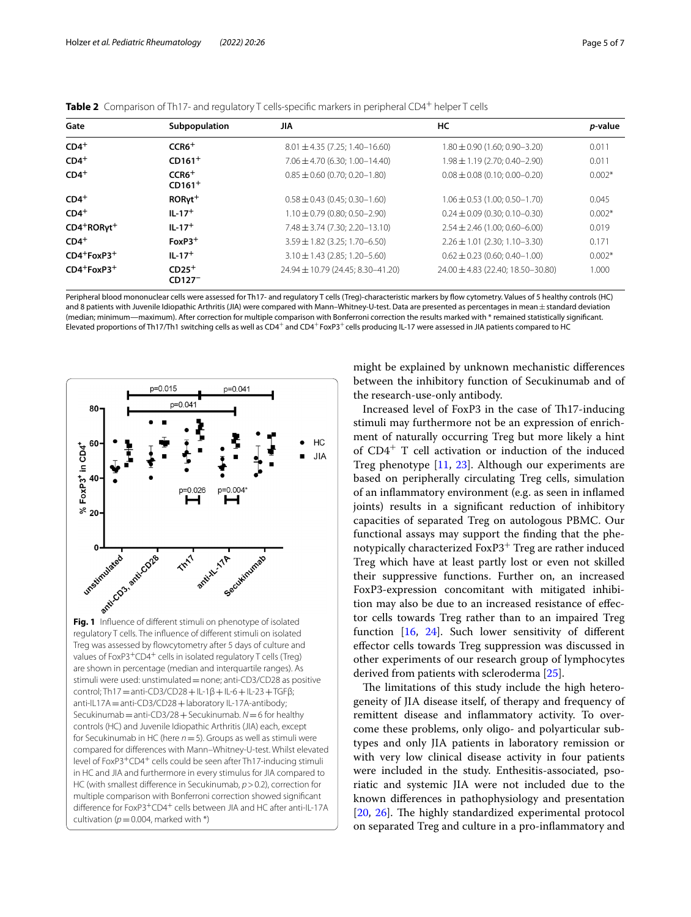**Table 2** Comparison of Th17- and regulatory T cells-specific markers in peripheral $CD4^+$ helper T cells

| Gate | Subpopulation | JIA | HC | *p*-value |
|---|---|---|---|---|
| $CD4^+$ | $CCR6^+$ | 8.01 ± 4.35 (7.25; 1.40–16.60) | 1.80 ± 0.90 (1.60; 0.90–3.20) | 0.011 |
| $CD4^+$ | $CD161^+$ | 7.06 ± 4.70 (6.30; 1.00–14.40) | 1.98 ± 1.19 (2.70; 0.40–2.90) | 0.011 |
| $CD4^+$ | $CCR6^+$ $CD161^+$ | 0.85 ± 0.60 (0.70; 0.20–1.80) | 0.08 ± 0.08 (0.10; 0.00–0.20) | 0.002* |
| $CD4^+$ | $ROR\gamma t^+$ | 0.58 ± 0.43 (0.45; 0.30–1.60) | 1.06 ± 0.53 (1.00; 0.50–1.70) | 0.045 |
| $CD4^+$ | $IL\text{-}17^+$ | 1.10 ± 0.79 (0.80; 0.50–2.90) | 0.24 ± 0.09 (0.30; 0.10–0.30) | 0.002* |
| $CD4^+ROR\gamma t^+$ | $IL\text{-}17^+$ | 7.48 ± 3.74 (7.30; 2.20–13.10) | 2.54 ± 2.46 (1.00; 0.60–6.00) | 0.019 |
| $CD4^+$ | $FoxP3^+$ | 3.59 ± 1.82 (3.25; 1.70–6.50) | 2.26 ± 1.01 (2.30; 1.10–3.30) | 0.171 |
| $CD4^+FoxP3^+$ | $IL\text{-}17^+$ | 3.10 ± 1.43 (2.85; 1.20–5.60) | 0.62 ± 0.23 (0.60; 0.40–1.00) | 0.002* |
| $CD4^+FoxP3^+$ | $CD25^+$ $CD127^-$ | 24.94 ± 10.79 (24.45; 8.30–41.20) | 24.00 ± 4.83 (22.40; 18.50–30.80) | 1.000 |

Peripheral blood mononuclear cells were assessed for Th17- and regulatory T cells (Treg)-characteristic markers by flow cytometry. Values of 5 healthy controls (HC) and 8 patients with Juvenile Idiopathic Arthritis (JIA) were compared with Mann–Whitney-U-test. Data are presented as percentages in mean ± standard deviation (median; minimum—maximum). After correction for multiple comparison with Bonferroni correction the results marked with * remained statistically significant. Elevated proportions of Th17/Th1 switching cells as well as $CD4^+$ and $CD4^+$ $FoxP3^+$ cells producing IL-17 were assessed in JIA patients compared to HC

**Fig. 1** Influence of different stimuli on phenotype of isolated regulatory T cells. The influence of different stimuli on isolated Treg was assessed by flowcytometry after 5 days of culture and values of $FoxP3^+CD4^+$ cells in isolated regulatory T cells (Treg) are shown in percentage (median and interquartile ranges). As stimuli were used: unstimulated = none; anti-CD3/CD28 as positive control; Th17 = anti-CD3/CD28 + IL-1β + IL-6 + IL-23 + TGFβ; anti-IL17A = anti-CD3/CD28 + laboratory IL-17A-antibody; Secukinumab = anti-CD3/28 + Secukinumab. *N* = 6 for healthy controls (HC) and Juvenile Idiopathic Arthritis (JIA) each, except for Secukinumab in HC (here *n* = 5). Groups as well as stimuli were compared for differences with Mann–Whitney-U-test. Whilst elevated level of $FoxP3^+CD4^+$ cells could be seen after Th17-inducing stimuli in HC and JIA and furthermore in every stimulus for JIA compared to HC (with smallest difference in Secukinumab, $p > 0.2$), correction for multiple comparison with Bonferroni correction showed significant difference for $FoxP3^+CD4^+$ cells between JIA and HC after anti-IL-17A cultivation ($p = 0.004$, marked with *)

might be explained by unknown mechanistic differences between the inhibitory function of Secukinumab and of the research-use-only antibody.

Increased level of FoxP3 in the case of Th17-inducing stimuli may furthermore not be an expression of enrichment of naturally occurring Treg but more likely a hint of $CD4^+$ T cell activation or induction of the induced Treg phenotype [11, 23]. Although our experiments are based on peripherally circulating Treg cells, simulation of an inflammatory environment (e.g. as seen in inflamed joints) results in a significant reduction of inhibitory capacities of separated Treg on autologous PBMC. Our functional assays may support the finding that the phenotypically characterized $FoxP3^+$ Treg are rather induced Treg which have at least partly lost or even not skilled their suppressive functions. Further on, an increased FoxP3-expression concomitant with mitigated inhibition may also be due to an increased resistance of effector cells towards Treg rather than to an impaired Treg function [16, 24]. Such lower sensitivity of different effector cells towards Treg suppression was discussed in other experiments of our research group of lymphocytes derived from patients with scleroderma [25].

The limitations of this study include the high heterogeneity of JIA disease itself, of therapy and frequency of remittent disease and inflammatory activity. To overcome these problems, only oligo- and polyarticular subtypes and only JIA patients in laboratory remission or with very low clinical disease activity in four patients were included in the study. Enthesitis-associated, psoriatic and systemic JIA were not included due to the known differences in pathophysiology and presentation [20, 26]. The highly standardized experimental protocol on separated Treg and culture in a pro-inflammatory and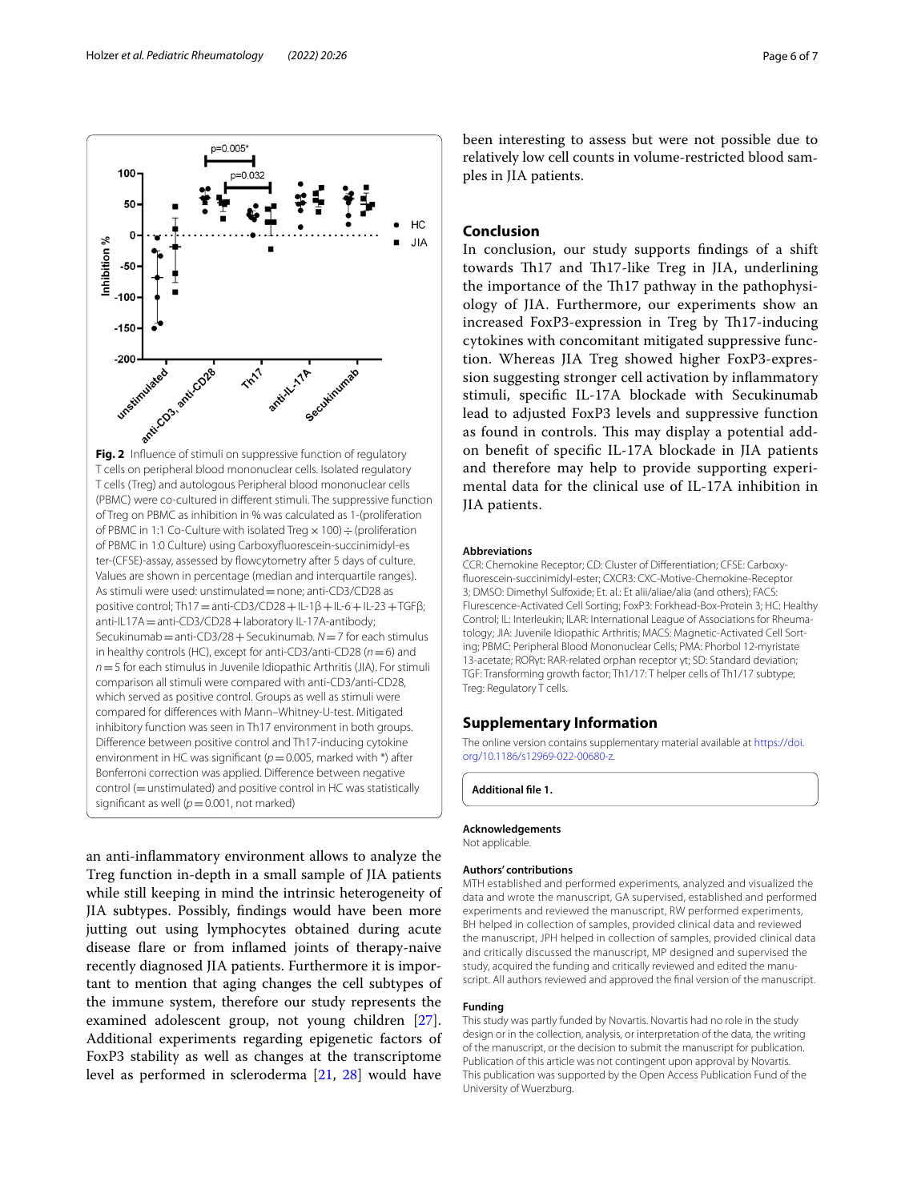**Fig. 2** Influence of stimuli on suppressive function of regulatory T cells on peripheral blood mononuclear cells. Isolated regulatory T cells (Treg) and autologous Peripheral blood mononuclear cells (PBMC) were co-cultured in different stimuli. The suppressive function of Treg on PBMC as inhibition in % was calculated as 1-(proliferation of PBMC in 1:1 Co-Culture with isolated Treg × 100) ÷ (proliferation of PBMC in 1:0 Culture) using Carboxyfluorescein-succinimidyl-ester-(CFSE)-assay, assessed by flowcytometry after 5 days of culture. Values are shown in percentage (median and interquartile ranges). As stimuli were used: unstimulated = none; anti-CD3/CD28 as positive control; Th17 = anti-CD3/CD28 + IL-1β + IL-6 + IL-23 + TGFβ; anti-IL17A = anti-CD3/CD28 + laboratory IL-17A-antibody; Secukinumab = anti-CD3/28 + Secukinumab. $N = 7$ for each stimulus in healthy controls (HC), except for anti-CD3/anti-CD28 ($n = 6$) and $n = 5$ for each stimulus in Juvenile Idiopathic Arthritis (JIA). For stimuli comparison all stimuli were compared with anti-CD3/anti-CD28, which served as positive control. Groups as well as stimuli were compared for differences with Mann–Whitney-U-test. Mitigated inhibitory function was seen in Th17 environment in both groups. Difference between positive control and Th17-inducing cytokine environment in HC was significant ($p = 0.005$, marked with *) after Bonferroni correction was applied. Difference between negative control (= unstimulated) and positive control in HC was statistically significant as well ($p = 0.001$, not marked)

an anti-inflammatory environment allows to analyze the Treg function in-depth in a small sample of JIA patients while still keeping in mind the intrinsic heterogeneity of JIA subtypes. Possibly, findings would have been more jutting out using lymphocytes obtained during acute disease flare or from inflamed joints of therapy-naive recently diagnosed JIA patients. Furthermore it is important to mention that aging changes the cell subtypes of the immune system, therefore our study represents the examined adolescent group, not young children [27]. Additional experiments regarding epigenetic factors of FoxP3 stability as well as changes at the transcriptome level as performed in scleroderma [21, 28] would have been interesting to assess but were not possible due to relatively low cell counts in volume-restricted blood samples in JIA patients.

## Conclusion

In conclusion, our study supports findings of a shift towards Th17 and Th17-like Treg in JIA, underlining the importance of the Th17 pathway in the pathophysiology of JIA. Furthermore, our experiments show an increased FoxP3-expression in Treg by Th17-inducing cytokines with concomitant mitigated suppressive function. Whereas JIA Treg showed higher FoxP3-expression suggesting stronger cell activation by inflammatory stimuli, specific IL-17A blockade with Secukinumab lead to adjusted FoxP3 levels and suppressive function as found in controls. This may display a potential add-on benefit of specific IL-17A blockade in JIA patients and therefore may help to provide supporting experimental data for the clinical use of IL-17A inhibition in JIA patients.

### Abbreviations

CCR: Chemokine Receptor; CD: Cluster of Differentiation; CFSE: Carboxyfluorescein-succinimidyl-ester; CXCR3: CXC-Motive-Chemokine-Receptor 3; DMSO: Dimethyl Sulfoxide; Et. al.: Et alii/aliae/alia (and others); FACS: Flurescence-Activated Cell Sorting; FoxP3: Forkhead-Box-Protein 3; HC: Healthy Control; IL: Interleukin; ILAR: International League of Associations for Rheumatology; JIA: Juvenile Idiopathic Arthritis; MACS: Magnetic-Activated Cell Sorting; PBMC: Peripheral Blood Mononuclear Cells; PMA: Phorbol 12-myristate 13-acetate; RORγt: RAR-related orphan receptor γt; SD: Standard deviation; TGF: Transforming growth factor; Th1/17: T helper cells of Th1/17 subtype; Treg: Regulatory T cells.

## Supplementary Information

The online version contains supplementary material available at https://doi.org/10.1186/s12969-022-00680-z.

**Additional file 1.**

### Acknowledgements

Not applicable.

### Authors' contributions

MTH established and performed experiments, analyzed and visualized the data and wrote the manuscript, GA supervised, established and performed experiments and reviewed the manuscript, RW performed experiments, BH helped in collection of samples, provided clinical data and reviewed the manuscript, JPH helped in collection of samples, provided clinical data and critically discussed the manuscript, MP designed and supervised the study, acquired the funding and critically reviewed and edited the manuscript. All authors reviewed and approved the final version of the manuscript.

### Funding

This study was partly funded by Novartis. Novartis had no role in the study design or in the collection, analysis, or interpretation of the data, the writing of the manuscript, or the decision to submit the manuscript for publication. Publication of this article was not contingent upon approval by Novartis. This publication was supported by the Open Access Publication Fund of the University of Wuerzburg.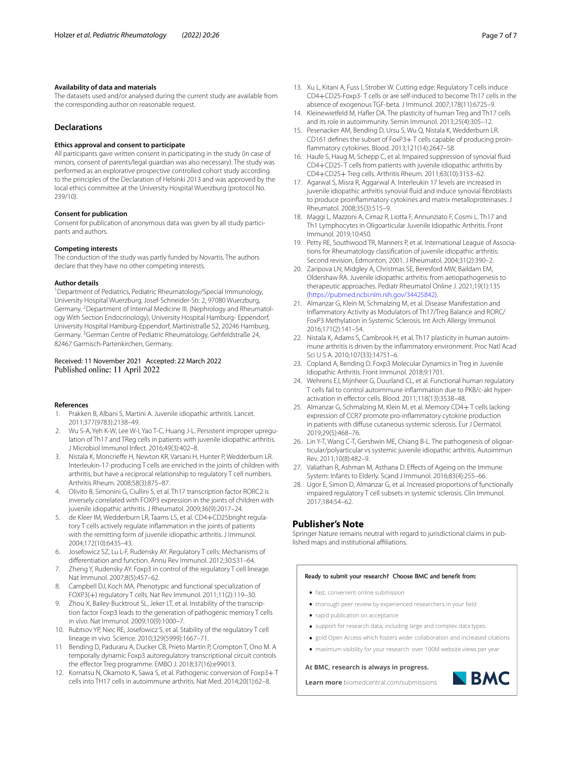**Availability of data and materials**

The datasets used and/or analysed during the current study are available from the corresponding author on reasonable request.

## Declarations

**Ethics approval and consent to participate**

All participants gave written consent in participating in the study (in case of minors, consent of parents/legal guardian was also necessary). The study was performed as an explorative prospective controlled cohort study according to the principles of the Declaration of Helsinki 2013 and was approved by the local ethics committee at the University Hospital Wuerzburg (protocol No. 239/10).

**Consent for publication**

Consent for publication of anonymous data was given by all study participants and authors.

**Competing interests**

The conduction of the study was partly funded by Novartis. The authors declare that they have no other competing interests.

**Author details**

[1]Department of Pediatrics, Pediatric Rheumatology/Special Immunology, University Hospital Wuerzburg, Josef-Schneider-Str. 2, 97080 Wuerzburg, Germany. [2]Department of Internal Medicine III. (Nephrology and Rheumatology With Section Endocrinology), University Hospital Hamburg- Eppendorf, University Hospital Hamburg-Eppendorf, Martinistraße 52, 20246 Hamburg, Germany. [3]German Centre of Pediatric Rheumatology, Gehfeldstraße 24, 82467 Garmisch-Partenkirchen, Germany.

Received: 11 November 2021 Accepted: 22 March 2022
Published online: 11 April 2022

**References**

1. Prakken B, Albani S, Martini A. Juvenile idiopathic arthritis. Lancet. 2011;377(9783):2138–49.
2. Wu S-A, Yeh K-W, Lee W-I, Yao T-C, Huang J-L. Persistent improper upregulation of Th17 and TReg cells in patients with juvenile idiopathic arthritis. J Microbiol Immunol Infect. 2016;49(3):402–8.
3. Nistala K, Moncrieffe H, Newton KR, Varsani H, Hunter P, Wedderburn LR. Interleukin-17-producing T cells are enriched in the joints of children with arthritis, but have a reciprocal relationship to regulatory T cell numbers. Arthritis Rheum. 2008;58(3):875–87.
4. Olivito B, Simonini G, Ciullini S, et al. Th17 transcription factor RORC2 is inversely correlated with FOXP3 expression in the joints of children with juvenile idiopathic arthritis. J Rheumatol. 2009;36(9):2017–24.
5. de Kleer IM, Wedderburn LR, Taams LS, et al. CD4+CD25bright regulatory T cells actively regulate inflammation in the joints of patients with the remitting form of juvenile idiopathic arthritis. J Immunol. 2004;172(10):6435–43.
6. Josefowicz SZ, Lu L-F, Rudensky AY. Regulatory T cells: Mechanisms of differentiation and function. Annu Rev Immunol. 2012;30:531–64.
7. Zheng Y, Rudensky AY. Foxp3 in control of the regulatory T cell lineage. Nat Immunol. 2007;8(5):457–62.
8. Campbell DJ, Koch MA. Phenotypic and functional specialization of FOXP3(+) regulatory T cells. Nat Rev Immunol. 2011;11(2):119–30.
9. Zhou X, Bailey-Bucktrout SL, Jeker LT, et al. Instability of the transcription factor Foxp3 leads to the generation of pathogenic memory T cells in vivo. Nat Immunol. 2009;10(9):1000–7.
10. Rubtsov YP, Niec RE, Josefowicz S, et al. Stability of the regulatory T cell lineage in vivo. Science. 2010;329(5999):1667–71.
11. Bending D, Paduraru A, Ducker CB, Prieto Martín P, Crompton T, Ono M. A temporally dynamic Foxp3 autoregulatory transcriptional circuit controls the effector Treg programme. EMBO J. 2018;37(16):e99013.
12. Komatsu N, Okamoto K, Sawa S, et al. Pathogenic conversion of Foxp3+ T cells into TH17 cells in autoimmune arthritis. Nat Med. 2014;20(1):62–8.
13. Xu L, Kitani A, Fuss I, Strober W. Cutting edge: Regulatory T cells induce CD4+CD25-Foxp3- T cells or are self-induced to become Th17 cells in the absence of exogenous TGF-beta. J Immunol. 2007;178(11):6725–9.
14. Kleinewietfeld M, Hafler DA. The plasticity of human Treg and Th17 cells and its role in autoimmunity. Semin Immunol. 2013;25(4):305–12.
15. Pesenacker AM, Bending D, Ursu S, Wu Q, Nistala K, Wedderburn LR. CD161 defines the subset of FoxP3+ T cells capable of producing proinflammatory cytokines. Blood. 2013;121(14):2647–58.
16. Haufe S, Haug M, Schepp C, et al. Impaired suppression of synovial fluid CD4+CD25- T cells from patients with juvenile idiopathic arthritis by CD4+CD25+ Treg cells. Arthritis Rheum. 2011;63(10):3153–62.
17. Agarwal S, Misra R, Aggarwal A. Interleukin 17 levels are increased in juvenile idiopathic arthritis synovial fluid and induce synovial fibroblasts to produce proinflammatory cytokines and matrix metalloproteinases. J Rheumatol. 2008;35(3):515–9.
18. Maggi L, Mazzoni A, Cimaz R, Liotta F, Annunziato F, Cosmi L. Th17 and Th1 Lymphocytes in Oligoarticular Juvenile Idiopathic Arthritis. Front Immunol. 2019;10:450.
19. Petty RE, Southwood TR, Manners P, et al. International League of Associations for Rheumatology classification of juvenile idiopathic arthritis: Second revision, Edmonton, 2001. J Rheumatol. 2004;31(2):390–2.
20. Zaripova LN, Midgley A, Christmas SE, Beresford MW, Baildam EM, Oldershaw RA. Juvenile idiopathic arthritis: from aetiopathogenesis to therapeutic approaches. Pediatr Rheumatol Online J. 2021;19(1):135 (https://pubmed.ncbi.nlm.nih.gov/34425842).
21. Almanzar G, Klein M, Schmalzing M, et al. Disease Manifestation and Inflammatory Activity as Modulators of Th17/Treg Balance and RORC/FoxP3 Methylation in Systemic Sclerosis. Int Arch Allergy Immunol. 2016;171(2):141–54.
22. Nistala K, Adams S, Cambrook H, et al. Th17 plasticity in human autoimmune arthritis is driven by the inflammatory environment. Proc Natl Acad Sci U S A. 2010;107(33):14751–6.
23. Copland A, Bending D. Foxp3 Molecular Dynamics in Treg in Juvenile Idiopathic Arthritis. Front Immunol. 2018;9:1701.
24. Wehrens EJ, Mijnheer G, Duurland CL, et al. Functional human regulatory T cells fail to control autoimmune inflammation due to PKB/c-akt hyperactivation in effector cells. Blood. 2011;118(13):3538–48.
25. Almanzar G, Schmalzing M, Klein M, et al. Memory CD4+ T cells lacking expression of CCR7 promote pro-inflammatory cytokine production in patients with diffuse cutaneous systemic sclerosis. Eur J Dermatol. 2019;29(5):468–76.
26. Lin Y-T, Wang C-T, Gershwin ME, Chiang B-L. The pathogenesis of oligoarticular/polyarticular vs systemic juvenile idiopathic arthritis. Autoimmun Rev. 2011;10(8):482–9.
27. Valiathan R, Ashman M, Asthana D. Effects of Ageing on the Immune System: Infants to Elderly. Scand J Immunol. 2016;83(4):255–66.
28. Ugor E, Simon D, Almanzar G, et al. Increased proportions of functionally impaired regulatory T cell subsets in systemic sclerosis. Clin Immunol. 2017;184:54–62.

## Publisher's Note

Springer Nature remains neutral with regard to jurisdictional claims in published maps and institutional affiliations.

Ready to submit your research? Choose BMC and benefit from:

- fast, convenient online submission
- thorough peer review by experienced researchers in your field
- rapid publication on acceptance
- support for research data, including large and complex data types
- gold Open Access which fosters wider collaboration and increased citations
- maximum visibility for your research: over 100M website views per year

**At BMC, research is always in progress.**

**Learn more** biomedcentral.com/submissions

BMC